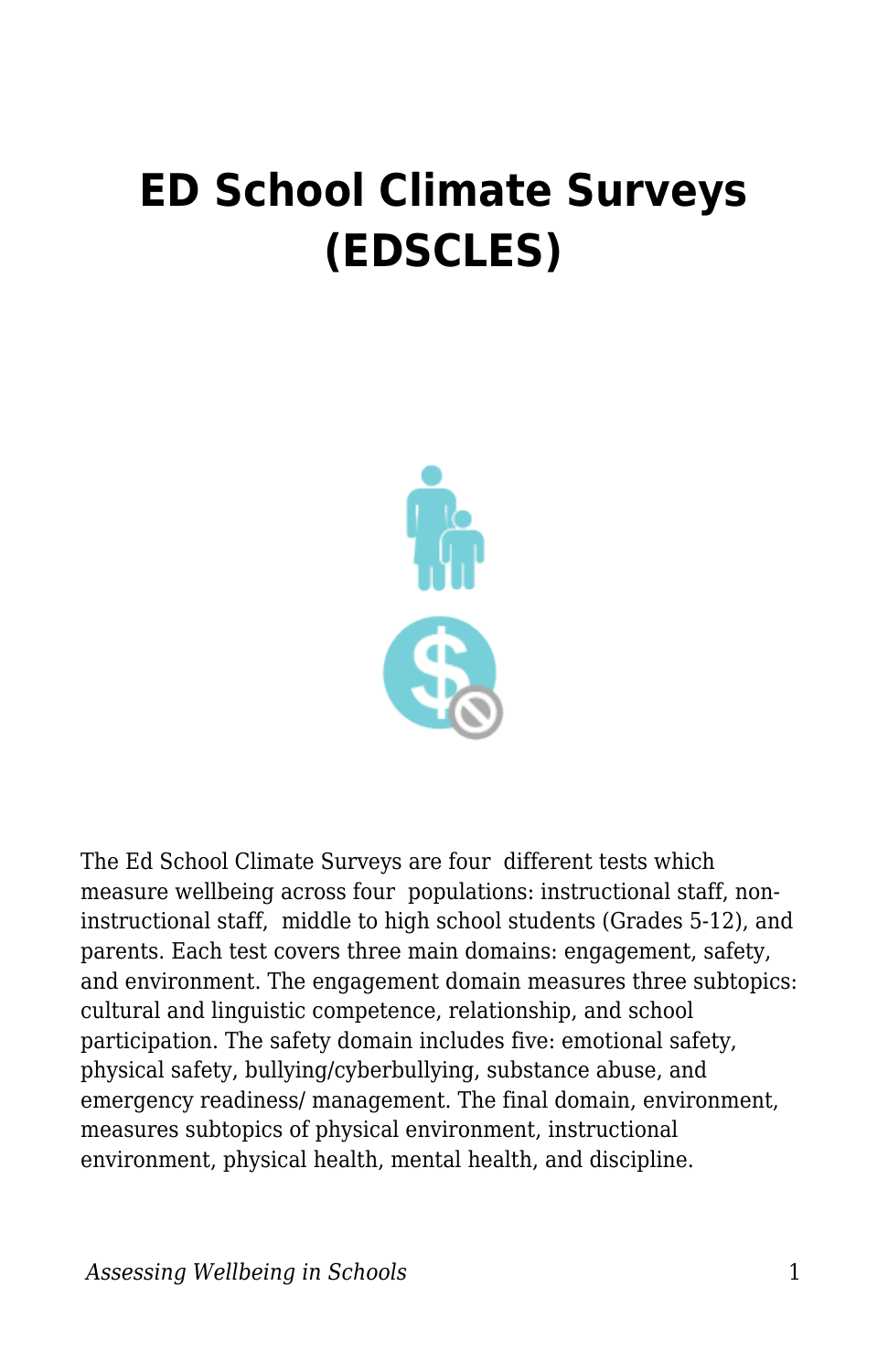# ED School Climate Surveys (EDSCLES)

The Ed School Climate Surveys are four different tests which measure wellbeing across four populations: instructional staff, non-instructional staff, middle to high school students (Grades 5-12), and parents. Each test covers three main domains: engagement, safety, and environment. The engagement domain measures three subtopics: cultural and linguistic competence, relationship, and school participation. The safety domain includes five: emotional safety, physical safety, bullying/cyberbullying, substance abuse, and emergency readiness/ management. The final domain, environment, measures subtopics of physical environment, instructional environment, physical health, mental health, and discipline.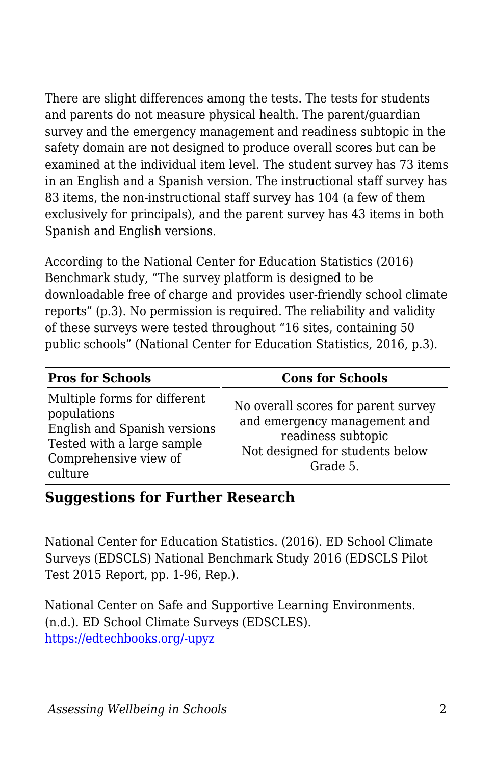There are slight differences among the tests. The tests for students and parents do not measure physical health. The parent/guardian survey and the emergency management and readiness subtopic in the safety domain are not designed to produce overall scores but can be examined at the individual item level. The student survey has 73 items in an English and a Spanish version. The instructional staff survey has 83 items, the non-instructional staff survey has 104 (a few of them exclusively for principals), and the parent survey has 43 items in both Spanish and English versions.

According to the National Center for Education Statistics (2016) Benchmark study, "The survey platform is designed to be downloadable free of charge and provides user-friendly school climate reports" (p.3). No permission is required. The reliability and validity of these surveys were tested throughout "16 sites, containing 50 public schools" (National Center for Education Statistics, 2016, p.3).

| Pros for Schools | Cons for Schools |
| --- | --- |
| Multiple forms for different populations<br>English and Spanish versions<br>Tested with a large sample<br>Comprehensive view of culture | No overall scores for parent survey and emergency management and readiness subtopic<br>Not designed for students below Grade 5. |

### Suggestions for Further Research

National Center for Education Statistics. (2016). ED School Climate Surveys (EDSCLS) National Benchmark Study 2016 (EDSCLS Pilot Test 2015 Report, pp. 1-96, Rep.).

National Center on Safe and Supportive Learning Environments. (n.d.). ED School Climate Surveys (EDSCLES). [https://edtechbooks.org/-upyz](https://edtechbooks.org/-upyz)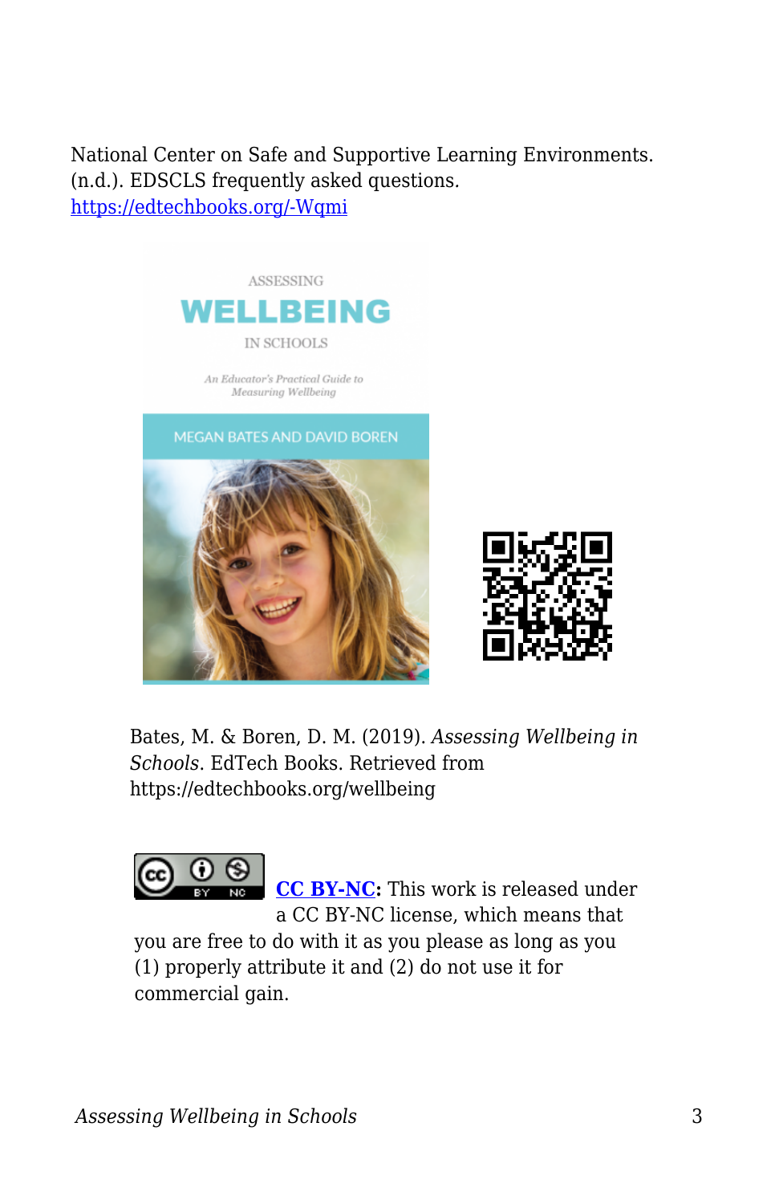National Center on Safe and Supportive Learning Environments. (n.d.). EDSCLS frequently asked questions. [https://edtechbooks.org/-Wqmi](https://edtechbooks.org/-Wqmi)

Bates, M. & Boren, D. M. (2019). *Assessing Wellbeing in Schools*. EdTech Books. Retrieved from https://edtechbooks.org/wellbeing

**[CC BY-NC](#):** This work is released under a CC BY-NC license, which means that you are free to do with it as you please as long as you (1) properly attribute it and (2) do not use it for commercial gain.